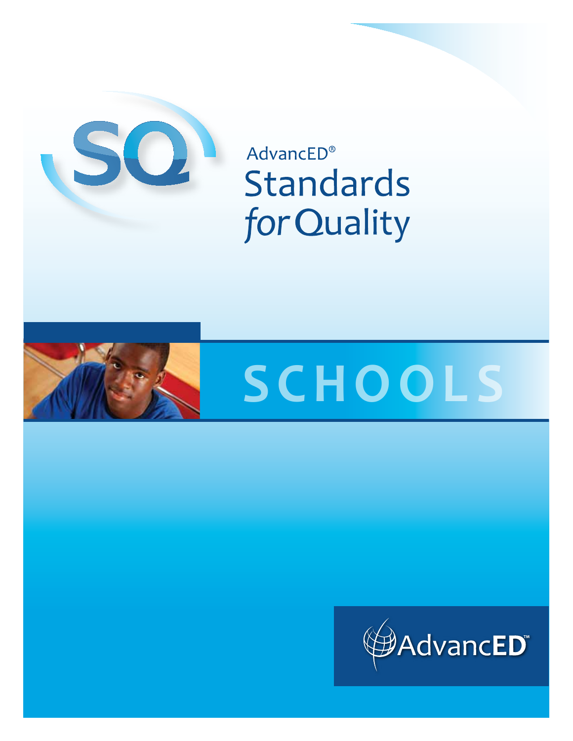SQ

AdvancED®

# Standards *for* Quality

## SCHOOLS

AdvancED™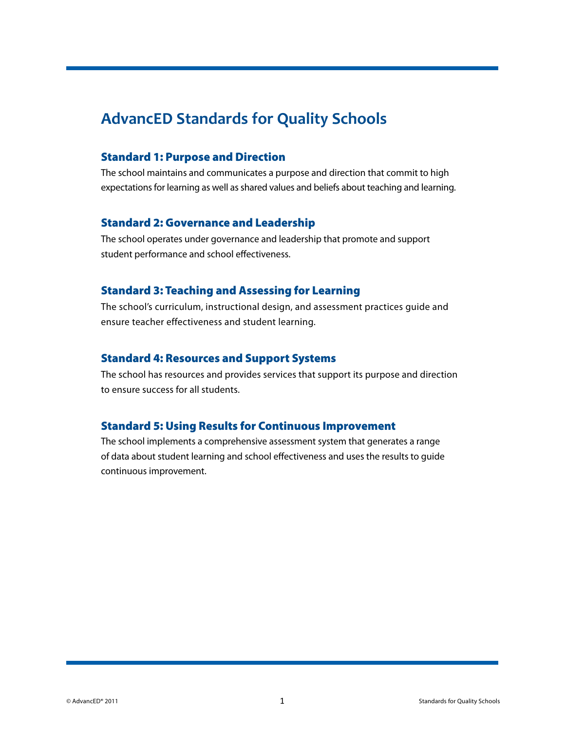# AdvancED Standards for Quality Schools

## Standard 1: Purpose and Direction

The school maintains and communicates a purpose and direction that commit to high expectations for learning as well as shared values and beliefs about teaching and learning.

## Standard 2: Governance and Leadership

The school operates under governance and leadership that promote and support student performance and school effectiveness.

## Standard 3: Teaching and Assessing for Learning

The school's curriculum, instructional design, and assessment practices guide and ensure teacher effectiveness and student learning.

## Standard 4: Resources and Support Systems

The school has resources and provides services that support its purpose and direction to ensure success for all students.

## Standard 5: Using Results for Continuous Improvement

The school implements a comprehensive assessment system that generates a range of data about student learning and school effectiveness and uses the results to guide continuous improvement.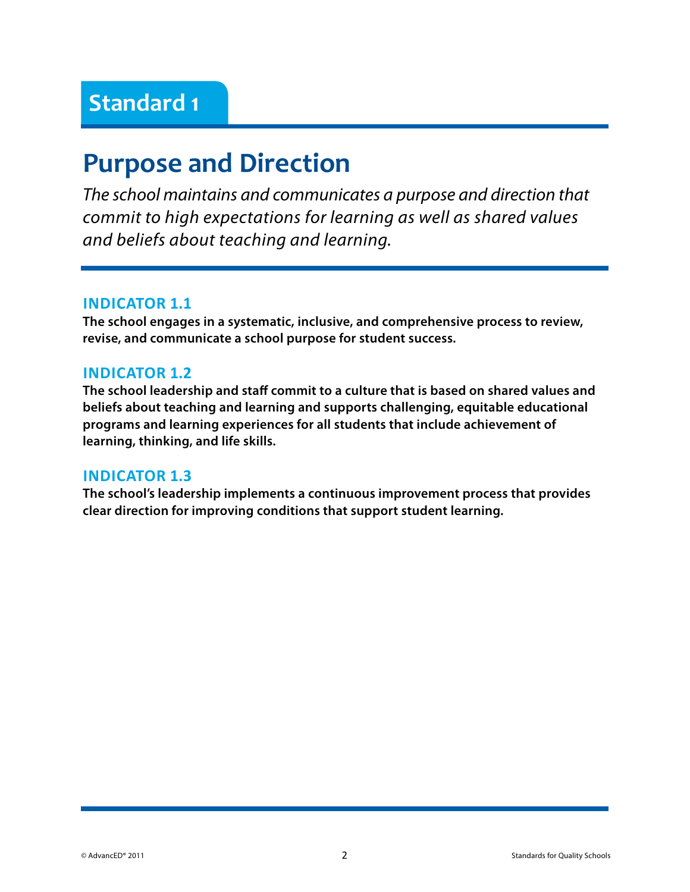## Standard 1

# Purpose and Direction

*The school maintains and communicates a purpose and direction that commit to high expectations for learning as well as shared values and beliefs about teaching and learning.*

### INDICATOR 1.1

**The school engages in a systematic, inclusive, and comprehensive process to review, revise, and communicate a school purpose for student success.**

### INDICATOR 1.2

**The school leadership and staff commit to a culture that is based on shared values and beliefs about teaching and learning and supports challenging, equitable educational programs and learning experiences for all students that include achievement of learning, thinking, and life skills.**

### INDICATOR 1.3

**The school's leadership implements a continuous improvement process that provides clear direction for improving conditions that support student learning.**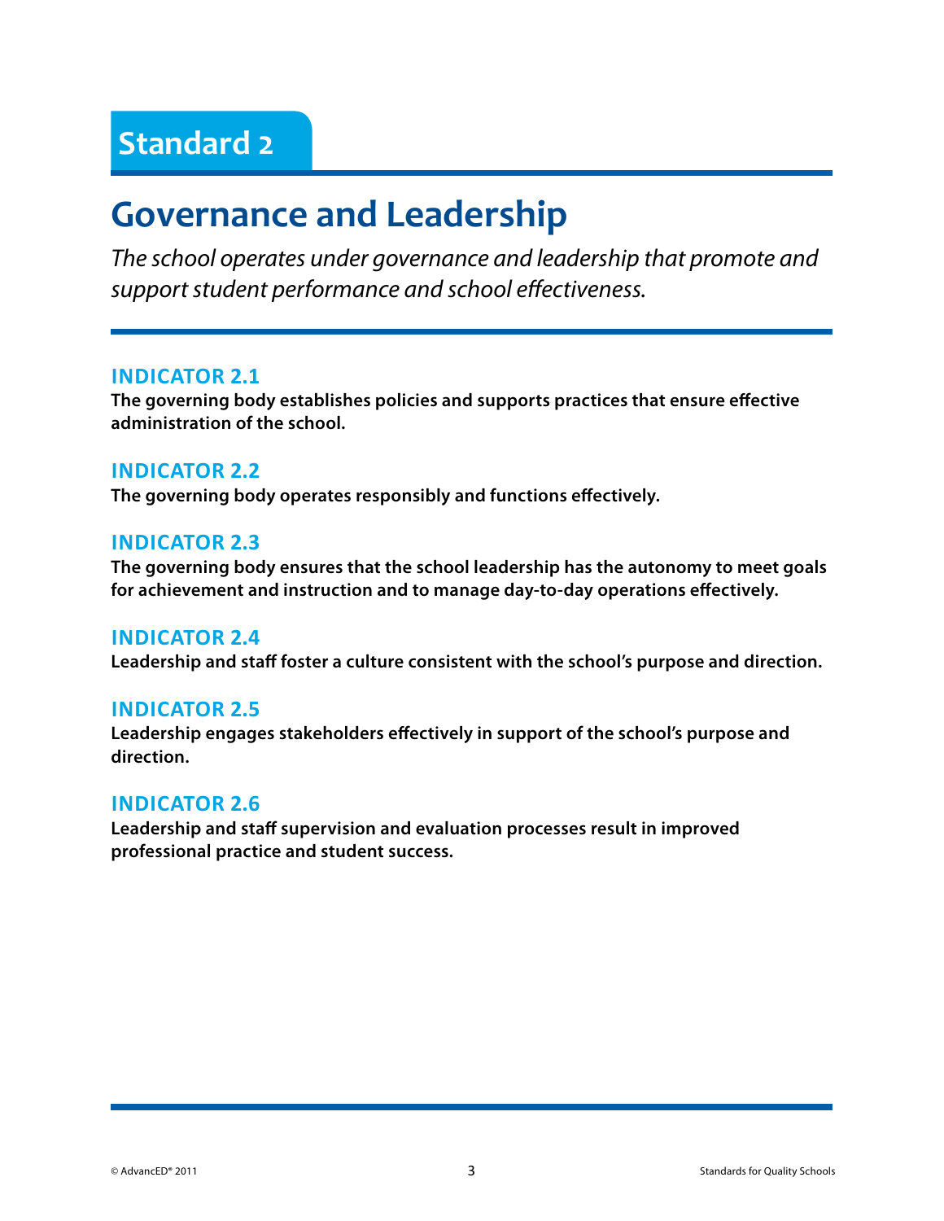## Standard 2

# Governance and Leadership

*The school operates under governance and leadership that promote and support student performance and school effectiveness.*

### INDICATOR 2.1

**The governing body establishes policies and supports practices that ensure effective administration of the school.**

### INDICATOR 2.2

**The governing body operates responsibly and functions effectively.**

### INDICATOR 2.3

**The governing body ensures that the school leadership has the autonomy to meet goals for achievement and instruction and to manage day-to-day operations effectively.**

### INDICATOR 2.4

**Leadership and staff foster a culture consistent with the school's purpose and direction.**

### INDICATOR 2.5

**Leadership engages stakeholders effectively in support of the school's purpose and direction.**

### INDICATOR 2.6

**Leadership and staff supervision and evaluation processes result in improved professional practice and student success.**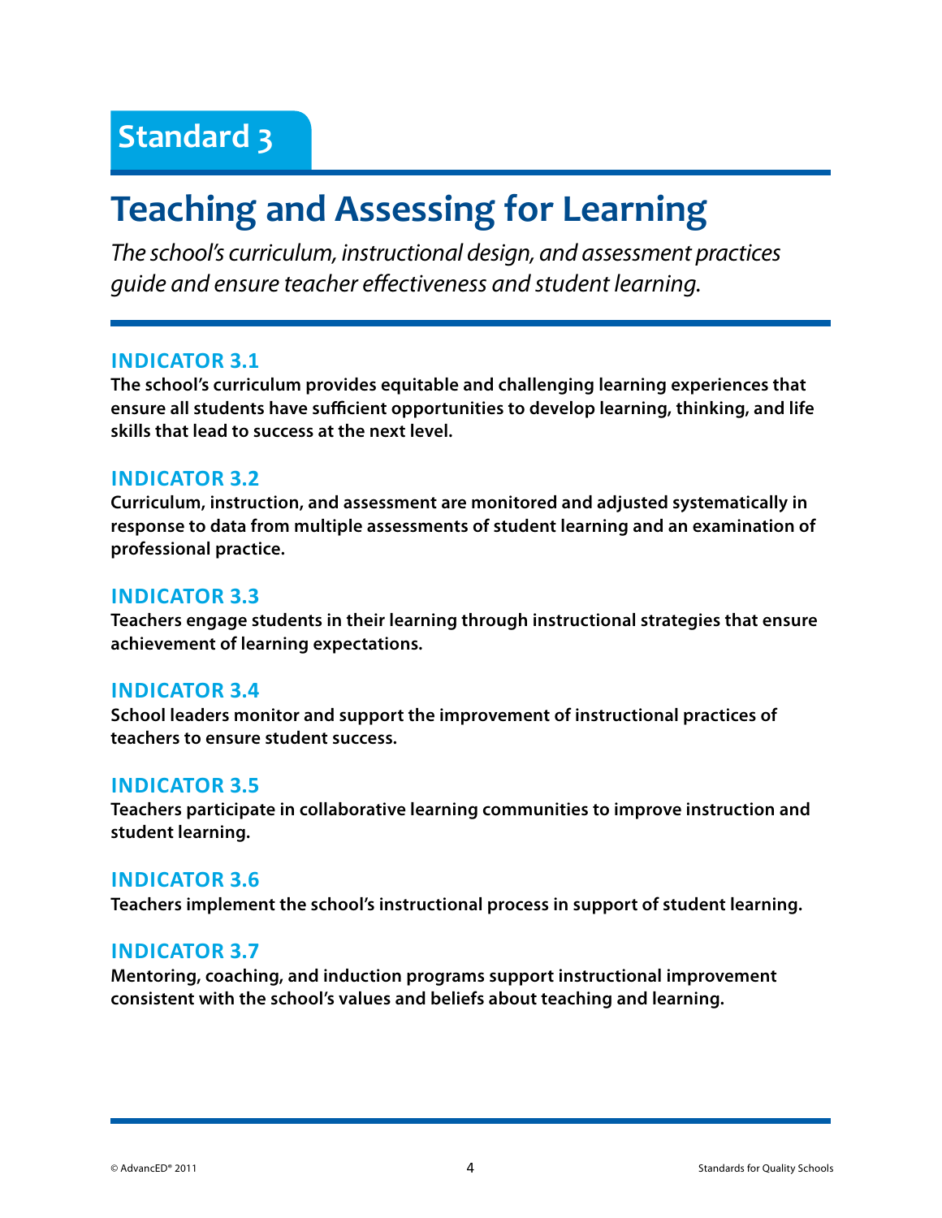# Standard 3

## Teaching and Assessing for Learning

*The school's curriculum, instructional design, and assessment practices guide and ensure teacher effectiveness and student learning.*

### INDICATOR 3.1

**The school's curriculum provides equitable and challenging learning experiences that ensure all students have sufficient opportunities to develop learning, thinking, and life skills that lead to success at the next level.**

### INDICATOR 3.2

**Curriculum, instruction, and assessment are monitored and adjusted systematically in response to data from multiple assessments of student learning and an examination of professional practice.**

### INDICATOR 3.3

**Teachers engage students in their learning through instructional strategies that ensure achievement of learning expectations.**

### INDICATOR 3.4

**School leaders monitor and support the improvement of instructional practices of teachers to ensure student success.**

### INDICATOR 3.5

**Teachers participate in collaborative learning communities to improve instruction and student learning.**

### INDICATOR 3.6

**Teachers implement the school's instructional process in support of student learning.**

### INDICATOR 3.7

**Mentoring, coaching, and induction programs support instructional improvement consistent with the school's values and beliefs about teaching and learning.**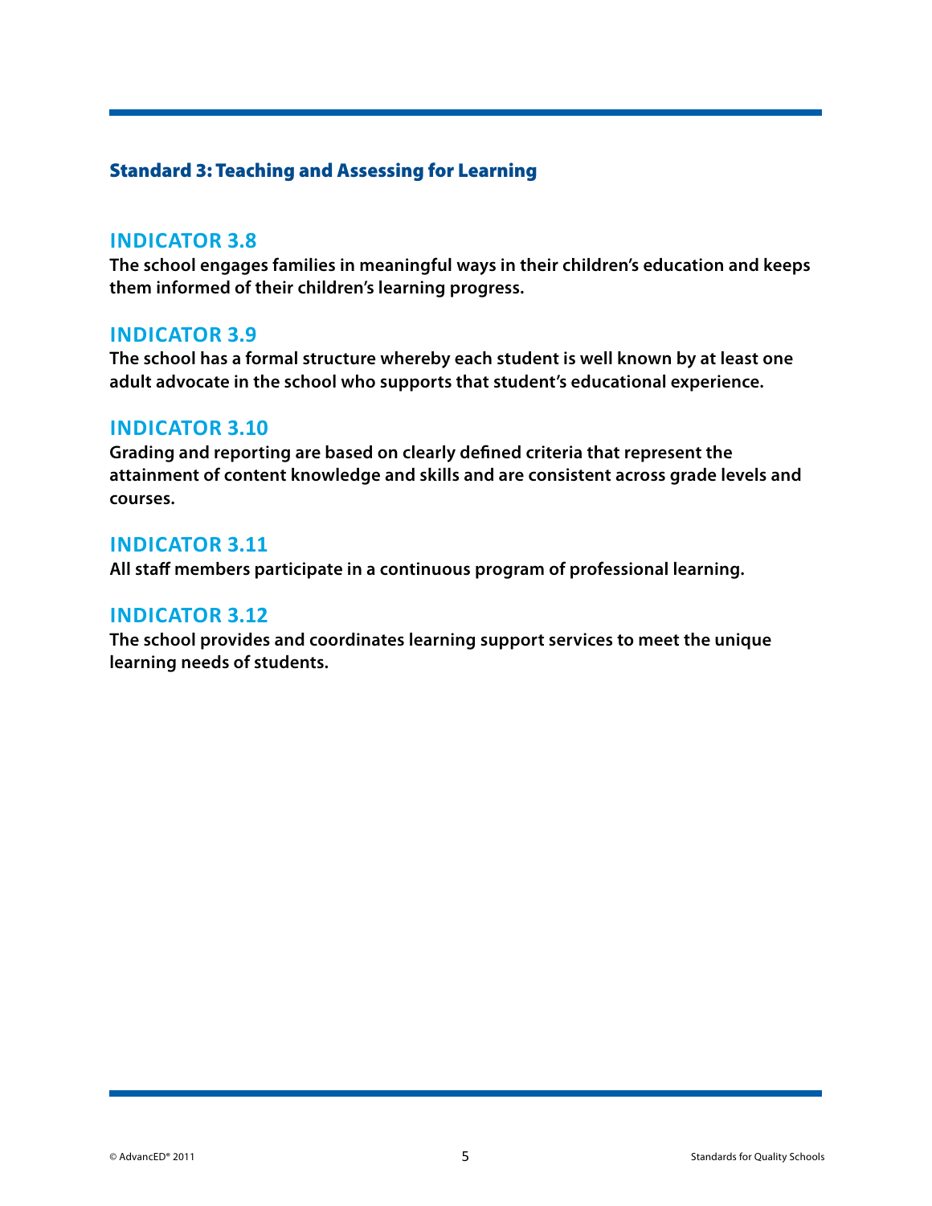## Standard 3: Teaching and Assessing for Learning

### INDICATOR 3.8

**The school engages families in meaningful ways in their children's education and keeps them informed of their children's learning progress.**

### INDICATOR 3.9

**The school has a formal structure whereby each student is well known by at least one adult advocate in the school who supports that student's educational experience.**

### INDICATOR 3.10

**Grading and reporting are based on clearly defined criteria that represent the attainment of content knowledge and skills and are consistent across grade levels and courses.**

### INDICATOR 3.11

**All staff members participate in a continuous program of professional learning.**

### INDICATOR 3.12

**The school provides and coordinates learning support services to meet the unique learning needs of students.**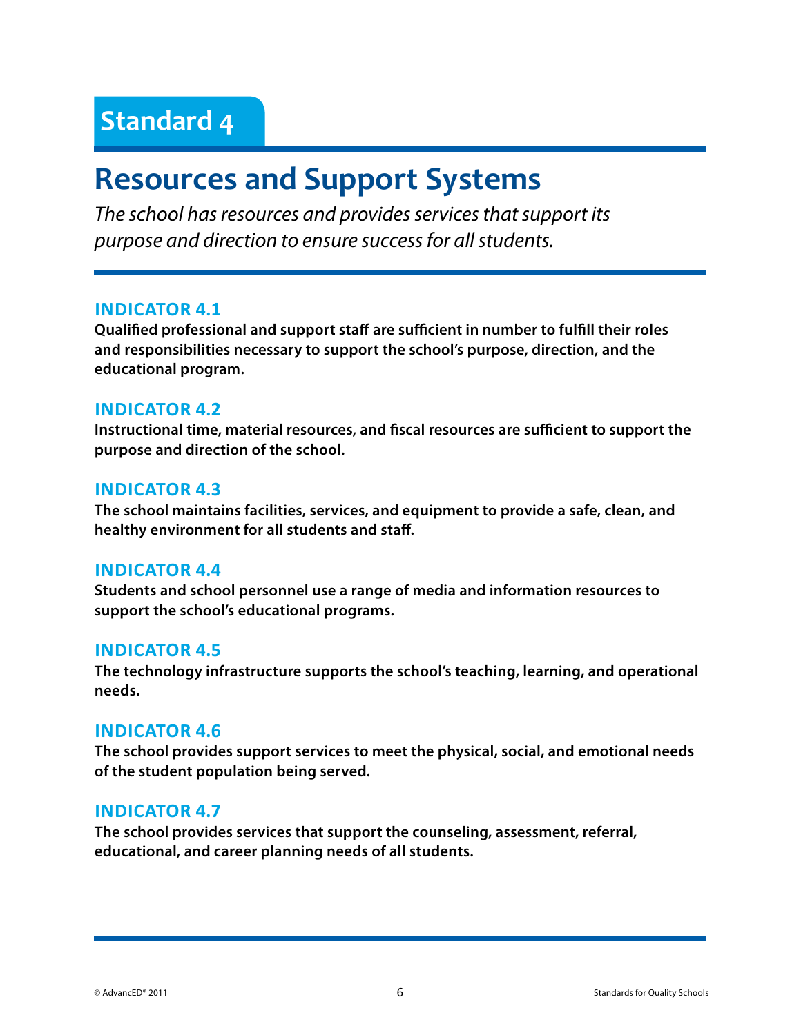# Standard 4

## Resources and Support Systems

*The school has resources and provides services that support its purpose and direction to ensure success for all students.*

### INDICATOR 4.1

**Qualified professional and support staff are sufficient in number to fulfill their roles and responsibilities necessary to support the school's purpose, direction, and the educational program.**

### INDICATOR 4.2

**Instructional time, material resources, and fiscal resources are sufficient to support the purpose and direction of the school.**

### INDICATOR 4.3

**The school maintains facilities, services, and equipment to provide a safe, clean, and healthy environment for all students and staff.**

### INDICATOR 4.4

**Students and school personnel use a range of media and information resources to support the school's educational programs.**

### INDICATOR 4.5

**The technology infrastructure supports the school's teaching, learning, and operational needs.**

### INDICATOR 4.6

**The school provides support services to meet the physical, social, and emotional needs of the student population being served.**

### INDICATOR 4.7

**The school provides services that support the counseling, assessment, referral, educational, and career planning needs of all students.**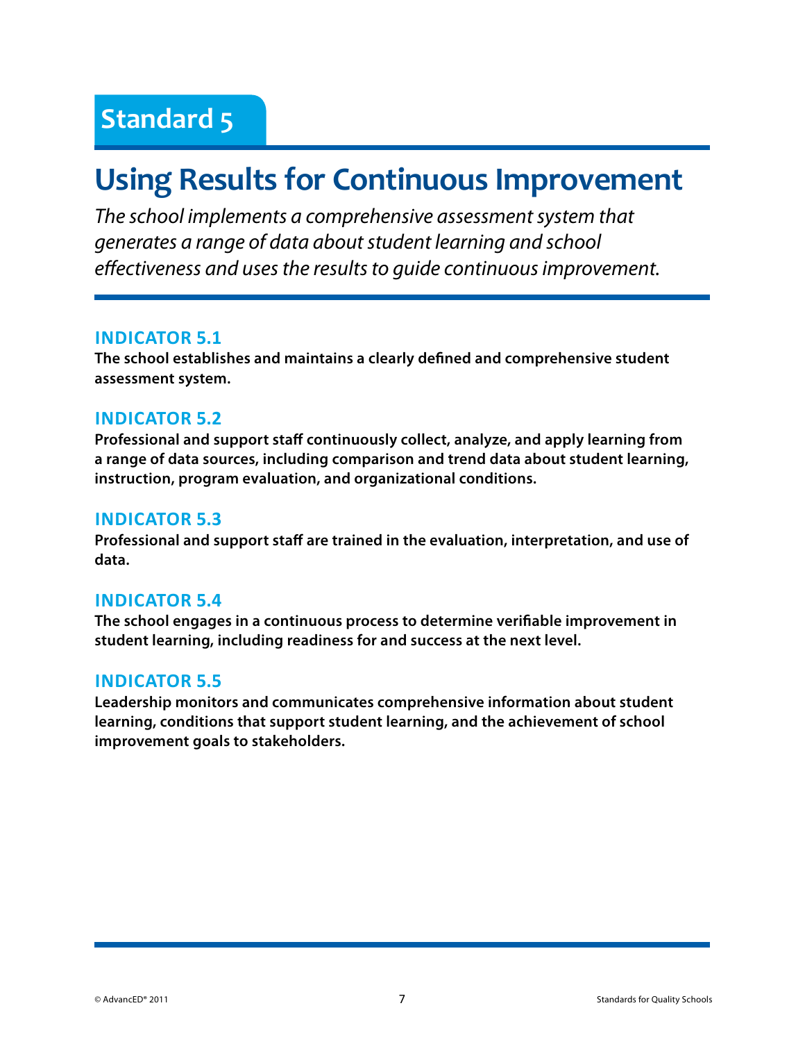# Standard 5

## Using Results for Continuous Improvement

*The school implements a comprehensive assessment system that generates a range of data about student learning and school effectiveness and uses the results to guide continuous improvement.*

### INDICATOR 5.1

**The school establishes and maintains a clearly defined and comprehensive student assessment system.**

### INDICATOR 5.2

**Professional and support staff continuously collect, analyze, and apply learning from a range of data sources, including comparison and trend data about student learning, instruction, program evaluation, and organizational conditions.**

### INDICATOR 5.3

**Professional and support staff are trained in the evaluation, interpretation, and use of data.**

### INDICATOR 5.4

**The school engages in a continuous process to determine verifiable improvement in student learning, including readiness for and success at the next level.**

### INDICATOR 5.5

**Leadership monitors and communicates comprehensive information about student learning, conditions that support student learning, and the achievement of school improvement goals to stakeholders.**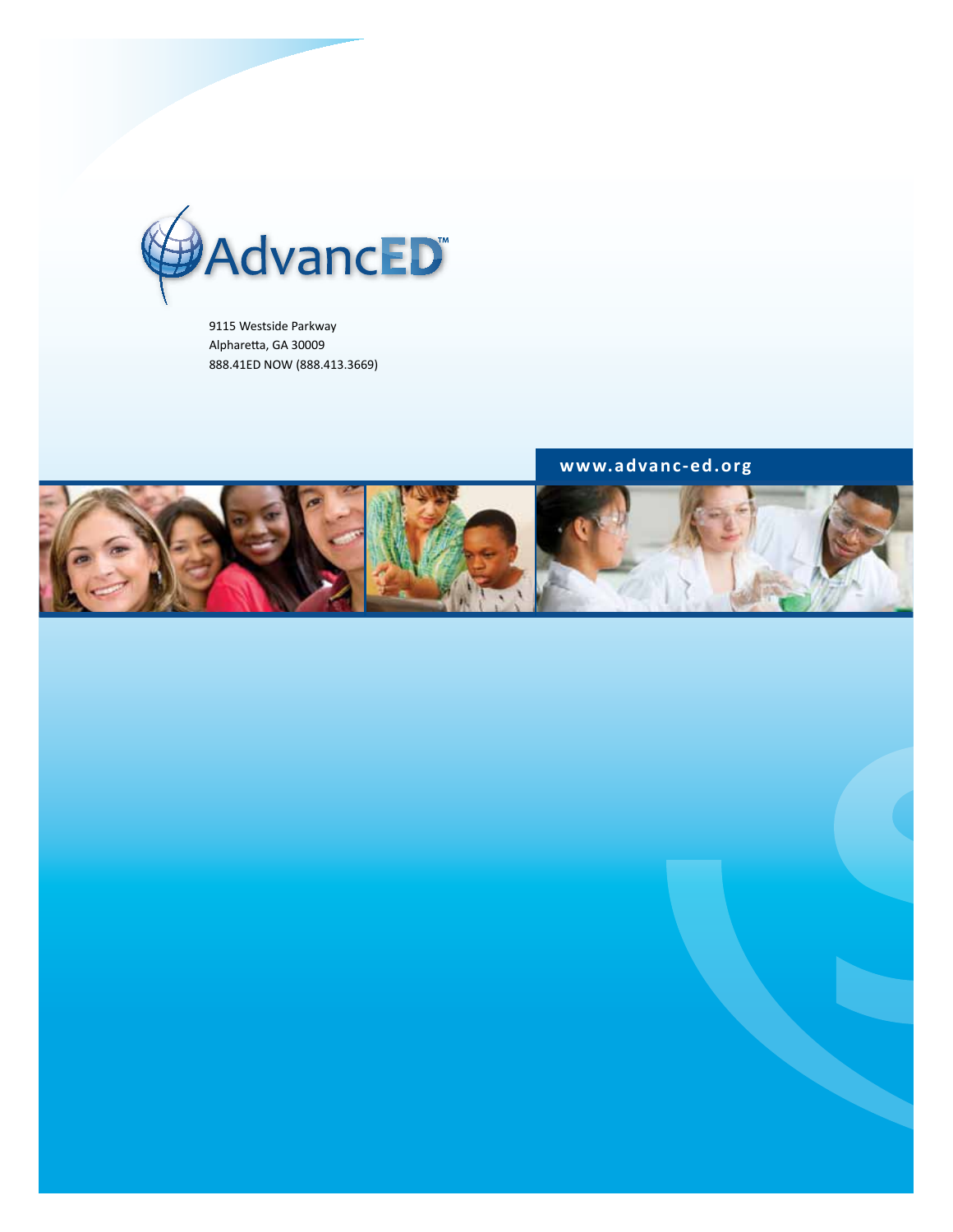AdvancED™

9115 Westside Parkway
Alpharetta, GA 30009
888.41ED NOW (888.413.3669)

www.advanc-ed.org